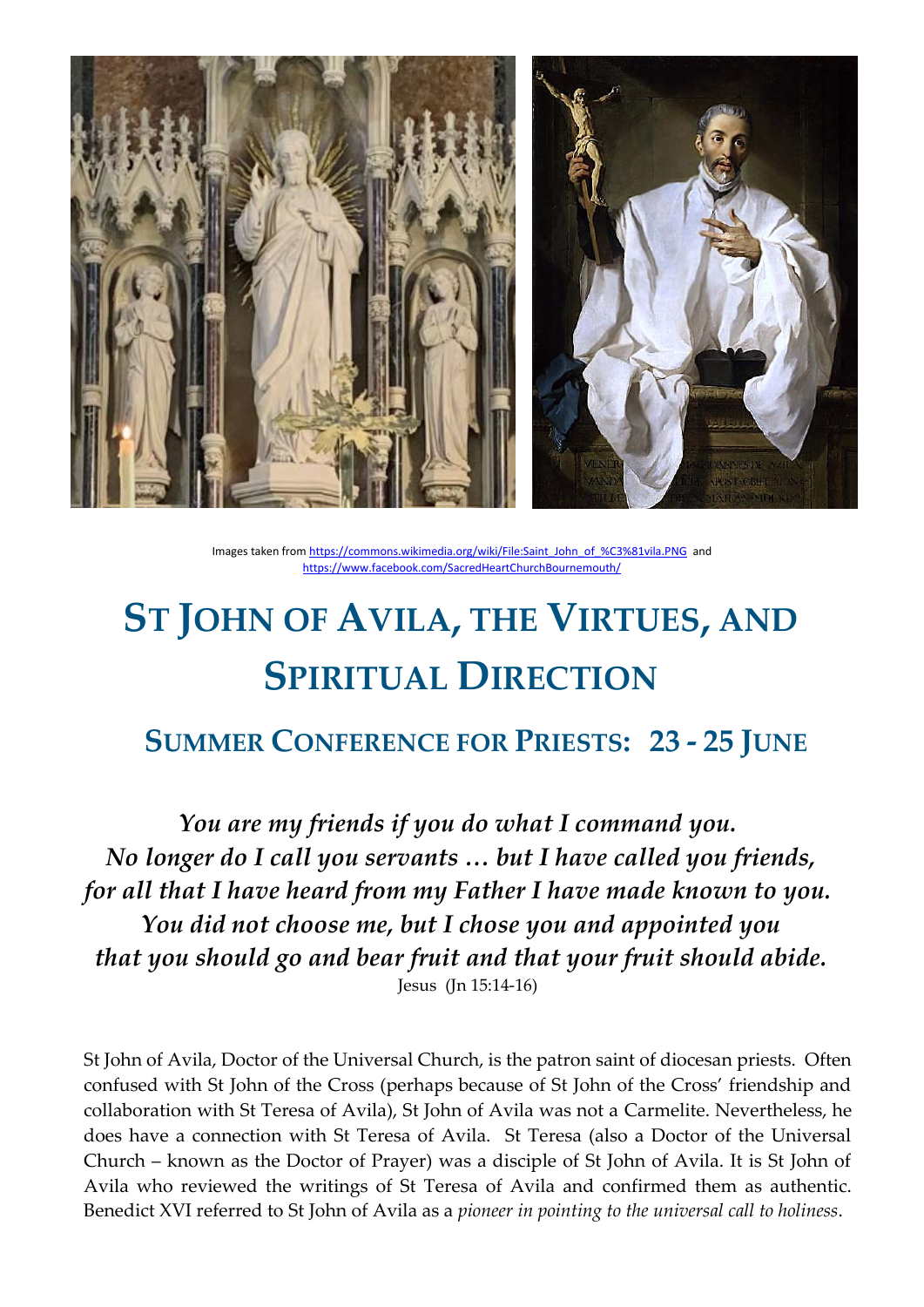Images taken from https://commons.wikimedia.org/wiki/File:Saint_John_of_%C3%81vila.PNG and https://www.facebook.com/SacredHeartChurchBournemouth/

# St John of Avila, the Virtues, and Spiritual Direction

## Summer Conference for Priests: 23 - 25 June

*You are my friends if you do what I command you.*
*No longer do I call you servants … but I have called you friends,*
*for all that I have heard from my Father I have made known to you.*
*You did not choose me, but I chose you and appointed you*
*that you should go and bear fruit and that your fruit should abide.*
Jesus (Jn 15:14-16)

St John of Avila, Doctor of the Universal Church, is the patron saint of diocesan priests. Often confused with St John of the Cross (perhaps because of St John of the Cross' friendship and collaboration with St Teresa of Avila), St John of Avila was not a Carmelite. Nevertheless, he does have a connection with St Teresa of Avila. St Teresa (also a Doctor of the Universal Church – known as the Doctor of Prayer) was a disciple of St John of Avila. It is St John of Avila who reviewed the writings of St Teresa of Avila and confirmed them as authentic. Benedict XVI referred to St John of Avila as a *pioneer in pointing to the universal call to holiness*.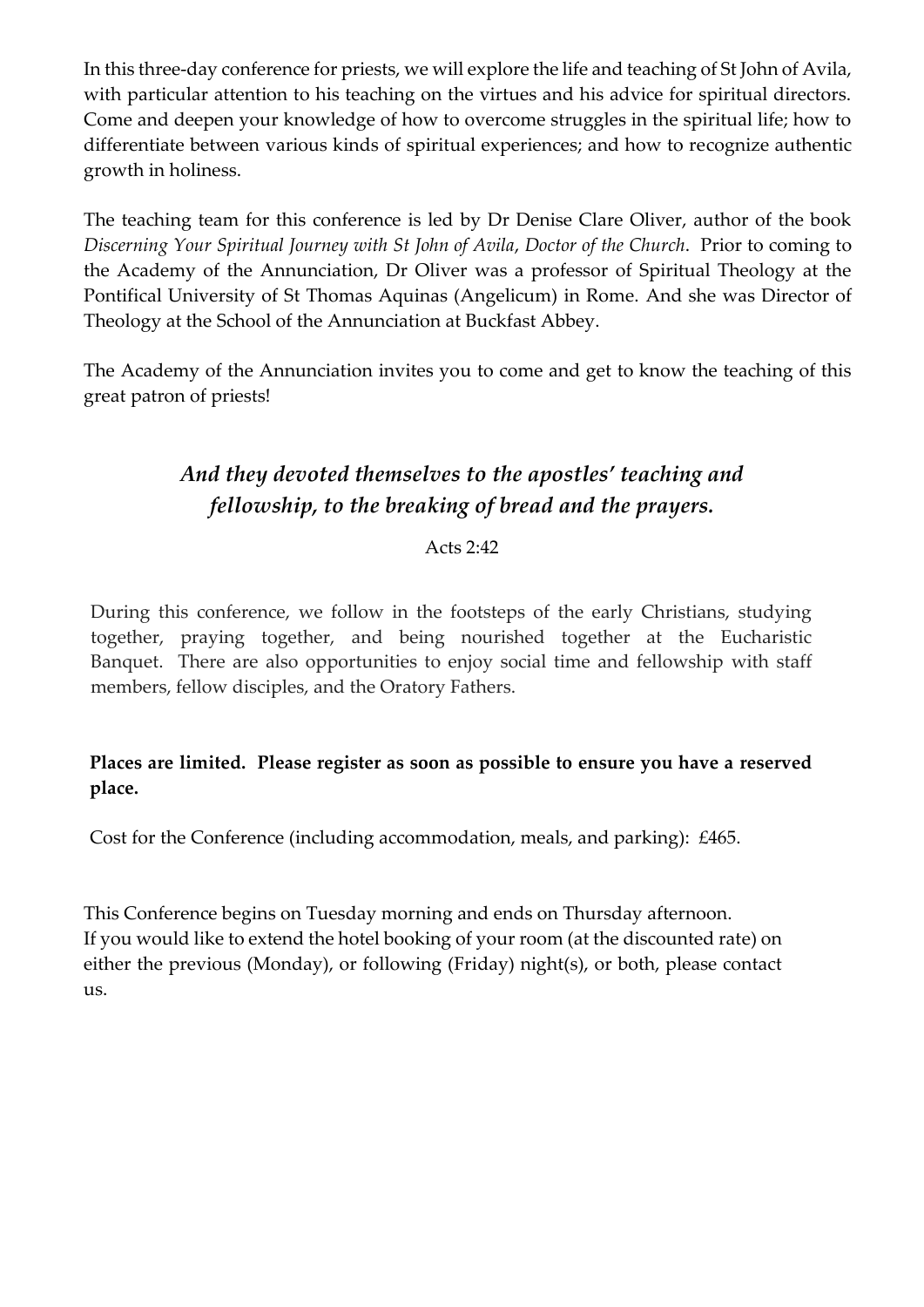In this three-day conference for priests, we will explore the life and teaching of St John of Avila, with particular attention to his teaching on the virtues and his advice for spiritual directors. Come and deepen your knowledge of how to overcome struggles in the spiritual life; how to differentiate between various kinds of spiritual experiences; and how to recognize authentic growth in holiness.

The teaching team for this conference is led by Dr Denise Clare Oliver, author of the book *Discerning Your Spiritual Journey with St John of Avila, Doctor of the Church*. Prior to coming to the Academy of the Annunciation, Dr Oliver was a professor of Spiritual Theology at the Pontifical University of St Thomas Aquinas (Angelicum) in Rome. And she was Director of Theology at the School of the Annunciation at Buckfast Abbey.

The Academy of the Annunciation invites you to come and get to know the teaching of this great patron of priests!

***And they devoted themselves to the apostles' teaching and fellowship, to the breaking of bread and the prayers.***

Acts 2:42

During this conference, we follow in the footsteps of the early Christians, studying together, praying together, and being nourished together at the Eucharistic Banquet. There are also opportunities to enjoy social time and fellowship with staff members, fellow disciples, and the Oratory Fathers.

**Places are limited. Please register as soon as possible to ensure you have a reserved place.**

Cost for the Conference (including accommodation, meals, and parking): £465.

This Conference begins on Tuesday morning and ends on Thursday afternoon.
If you would like to extend the hotel booking of your room (at the discounted rate) on either the previous (Monday), or following (Friday) night(s), or both, please contact us.